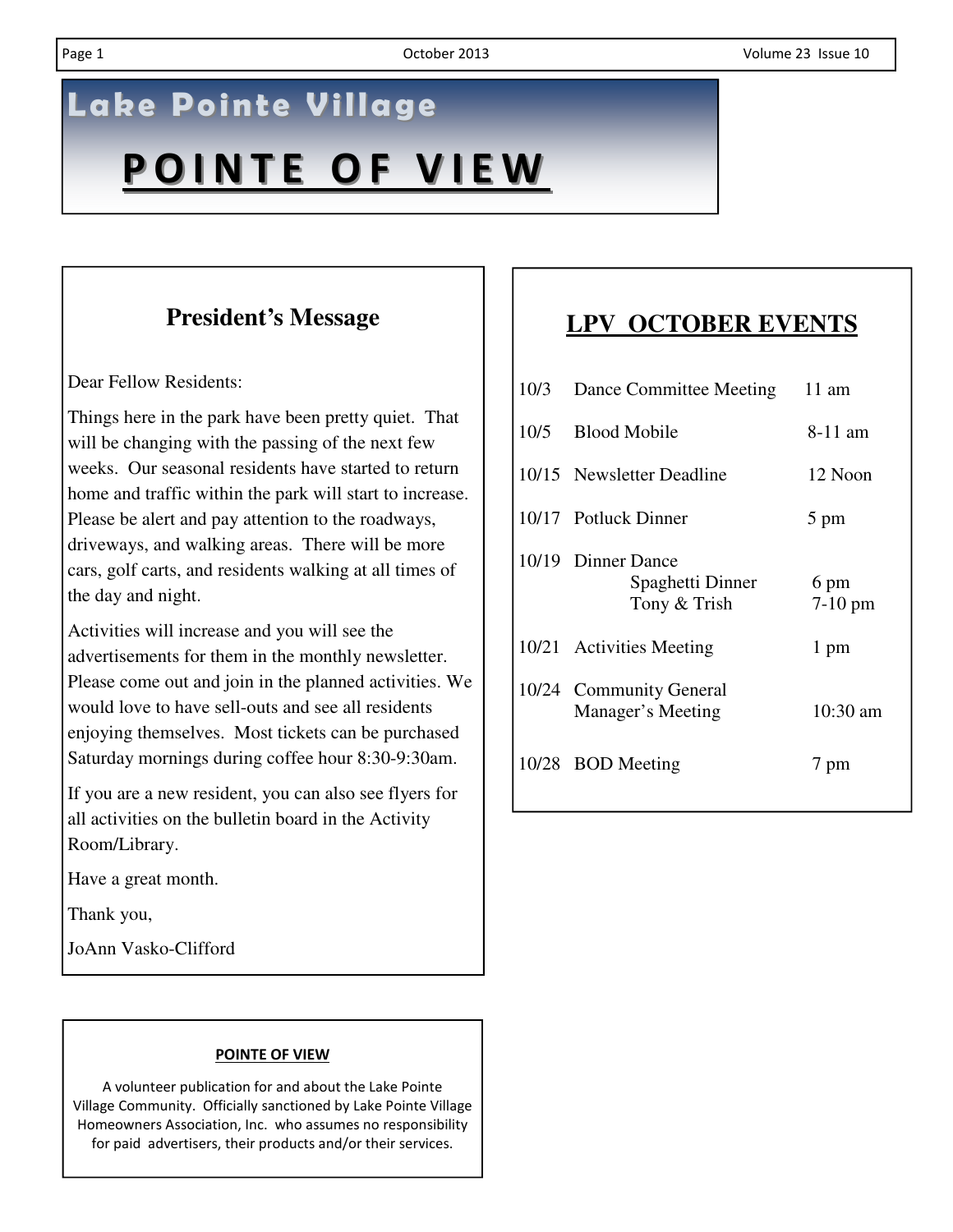# Lake Pointe Village

# POINTE OF VIEW

## President's Message

Dear Fellow Residents:

Things here in the park have been pretty quiet. That will be changing with the passing of the next few weeks. Our seasonal residents have started to return home and traffic within the park will start to increase. Please be alert and pay attention to the roadways, driveways, and walking areas. There will be more cars, golf carts, and residents walking at all times of the day and night.

Activities will increase and you will see the advertisements for them in the monthly newsletter. Please come out and join in the planned activities. We would love to have sell-outs and see all residents enjoying themselves. Most tickets can be purchased Saturday mornings during coffee hour 8:30-9:30am.

If you are a new resident, you can also see flyers for all activities on the bulletin board in the Activity Room/Library.

Have a great month.

Thank you,

JoAnn Vasko-Clifford

## LPV OCTOBER EVENTS

| Date | Event | Time |
|---|---|---|
| 10/3 | Dance Committee Meeting | 11 am |
| 10/5 | Blood Mobile | 8-11 am |
| 10/15 | Newsletter Deadline | 12 Noon |
| 10/17 | Potluck Dinner | 5 pm |
| 10/19 | Dinner Dance | |
| | Spaghetti Dinner | 6 pm |
| | Tony & Trish | 7-10 pm |
| 10/21 | Activities Meeting | 1 pm |
| 10/24 | Community General Manager's Meeting | 10:30 am |
| 10/28 | BOD Meeting | 7 pm |

**POINTE OF VIEW**

A volunteer publication for and about the Lake Pointe Village Community. Officially sanctioned by Lake Pointe Village Homeowners Association, Inc. who assumes no responsibility for paid advertisers, their products and/or their services.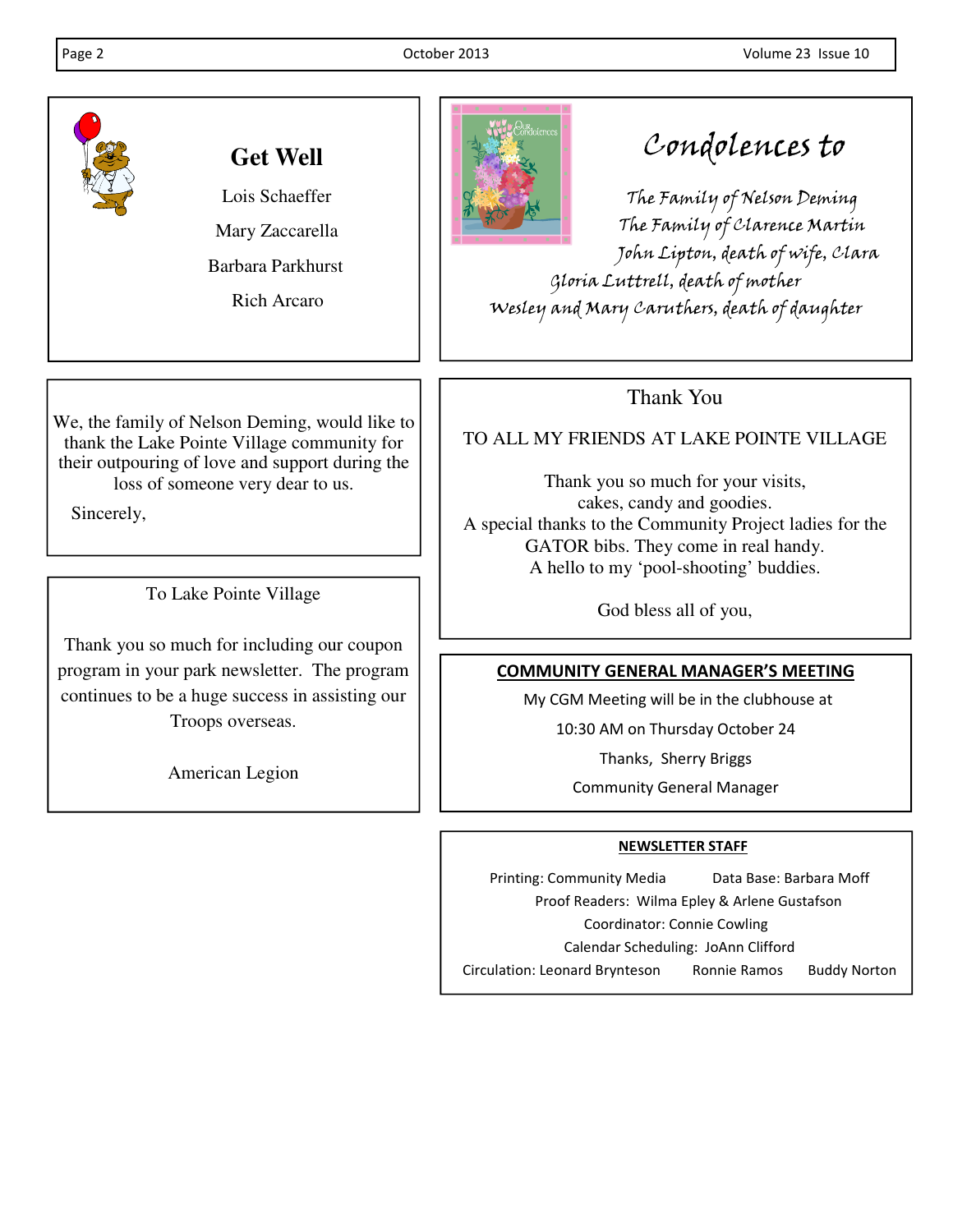## Get Well

Lois Schaeffer

Mary Zaccarella

Barbara Parkhurst

Rich Arcaro

## Condolences to

*The Family of Nelson Deming*
*The Family of Clarence Martin*
*John Lipton, death of wife, Clara*
*Gloria Luttrell, death of mother*
*Wesley and Mary Caruthers, death of daughter*

We, the family of Nelson Deming, would like to thank the Lake Pointe Village community for their outpouring of love and support during the loss of someone very dear to us.

Sincerely,

## Thank You

TO ALL MY FRIENDS AT LAKE POINTE VILLAGE

Thank you so much for your visits,
cakes, candy and goodies.
A special thanks to the Community Project ladies for the GATOR bibs. They come in real handy.
A hello to my 'pool-shooting' buddies.

God bless all of you,

To Lake Pointe Village

Thank you so much for including our coupon program in your park newsletter. The program continues to be a huge success in assisting our Troops overseas.

American Legion

## COMMUNITY GENERAL MANAGER'S MEETING

My CGM Meeting will be in the clubhouse at

10:30 AM on Thursday October 24

Thanks, Sherry Briggs

Community General Manager

## NEWSLETTER STAFF

Printing: Community Media Data Base: Barbara Moff

Proof Readers: Wilma Epley & Arlene Gustafson

Coordinator: Connie Cowling

Calendar Scheduling: JoAnn Clifford

Circulation: Leonard Brynteson Ronnie Ramos Buddy Norton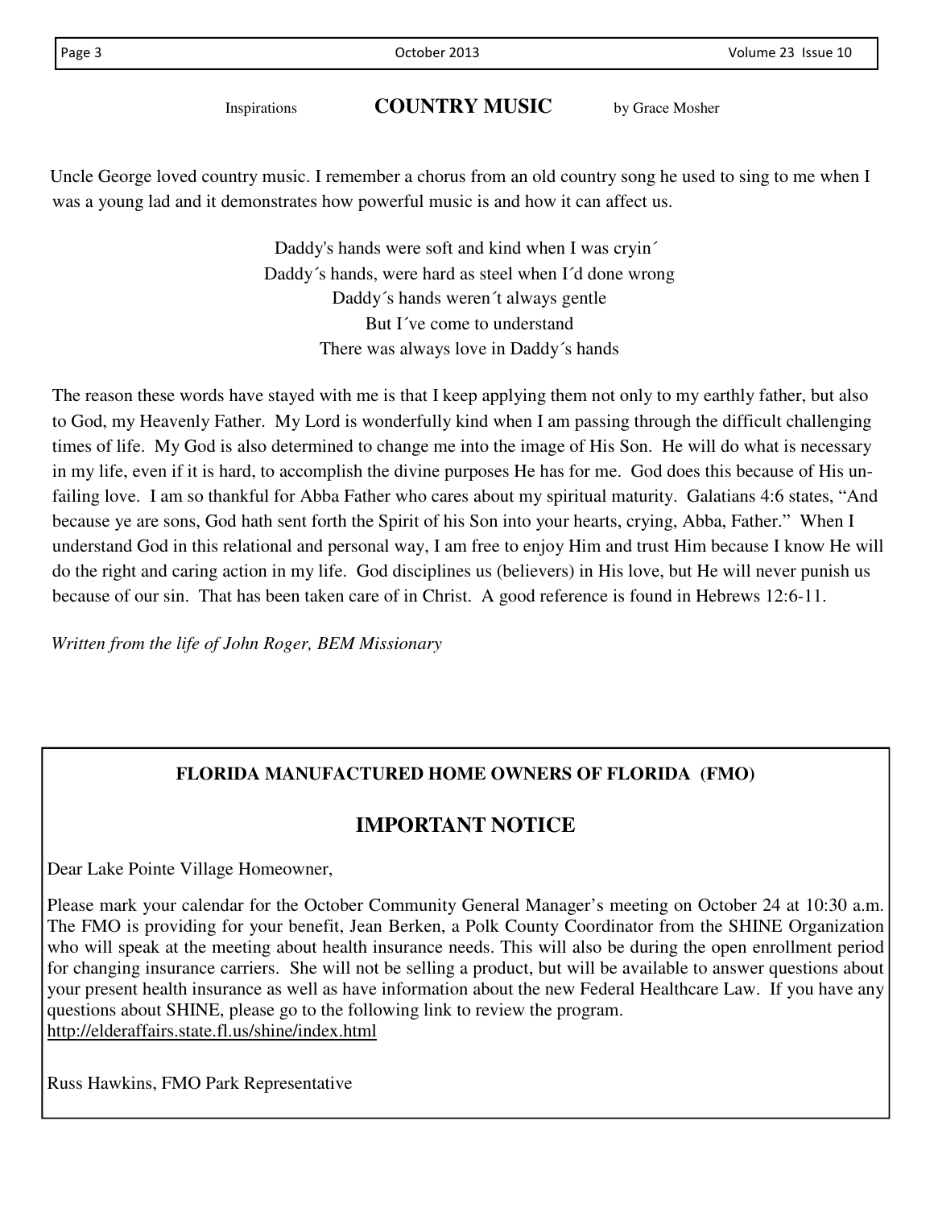Inspirations **COUNTRY MUSIC** by Grace Mosher

Uncle George loved country music. I remember a chorus from an old country song he used to sing to me when I was a young lad and it demonstrates how powerful music is and how it can affect us.

Daddy's hands were soft and kind when I was cryin´
Daddy´s hands, were hard as steel when I´d done wrong
Daddy´s hands weren´t always gentle
But I´ve come to understand
There was always love in Daddy´s hands

The reason these words have stayed with me is that I keep applying them not only to my earthly father, but also to God, my Heavenly Father. My Lord is wonderfully kind when I am passing through the difficult challenging times of life. My God is also determined to change me into the image of His Son. He will do what is necessary in my life, even if it is hard, to accomplish the divine purposes He has for me. God does this because of His unfailing love. I am so thankful for Abba Father who cares about my spiritual maturity. Galatians 4:6 states, "And because ye are sons, God hath sent forth the Spirit of his Son into your hearts, crying, Abba, Father." When I understand God in this relational and personal way, I am free to enjoy Him and trust Him because I know He will do the right and caring action in my life. God disciplines us (believers) in His love, but He will never punish us because of our sin. That has been taken care of in Christ. A good reference is found in Hebrews 12:6-11.

*Written from the life of John Roger, BEM Missionary*

**FLORIDA MANUFACTURED HOME OWNERS OF FLORIDA (FMO)**

## IMPORTANT NOTICE

Dear Lake Pointe Village Homeowner,

Please mark your calendar for the October Community General Manager's meeting on October 24 at 10:30 a.m. The FMO is providing for your benefit, Jean Berken, a Polk County Coordinator from the SHINE Organization who will speak at the meeting about health insurance needs. This will also be during the open enrollment period for changing insurance carriers. She will not be selling a product, but will be available to answer questions about your present health insurance as well as have information about the new Federal Healthcare Law. If you have any questions about SHINE, please go to the following link to review the program.
http://elderaffairs.state.fl.us/shine/index.html

Russ Hawkins, FMO Park Representative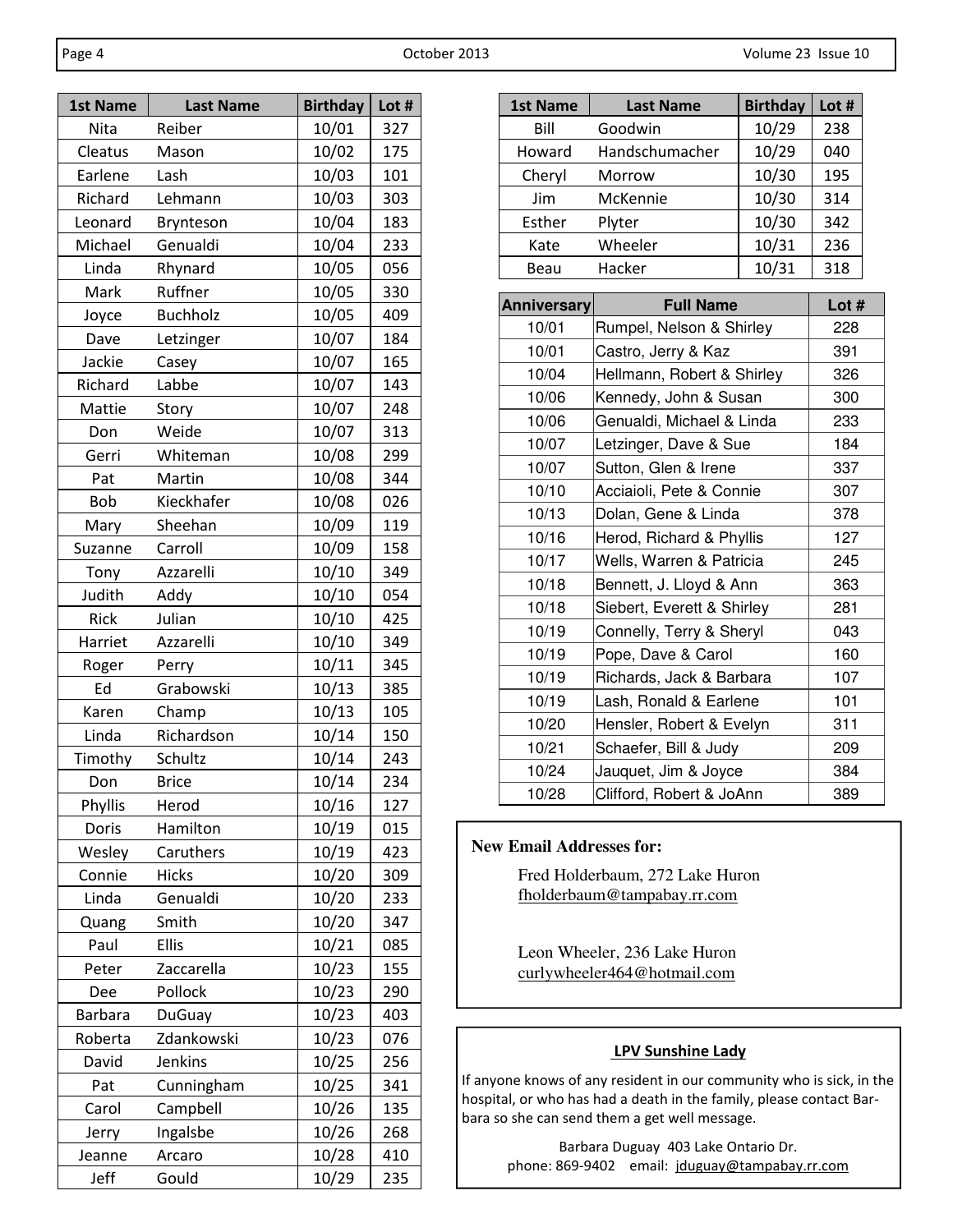| 1st Name | Last Name | Birthday | Lot # |
|---|---|---|---|
| Nita | Reiber | 10/01 | 327 |
| Cleatus | Mason | 10/02 | 175 |
| Earlene | Lash | 10/03 | 101 |
| Richard | Lehmann | 10/03 | 303 |
| Leonard | Brynteson | 10/04 | 183 |
| Michael | Genualdi | 10/04 | 233 |
| Linda | Rhynard | 10/05 | 056 |
| Mark | Ruffner | 10/05 | 330 |
| Joyce | Buchholz | 10/05 | 409 |
| Dave | Letzinger | 10/07 | 184 |
| Jackie | Casey | 10/07 | 165 |
| Richard | Labbe | 10/07 | 143 |
| Mattie | Story | 10/07 | 248 |
| Don | Weide | 10/07 | 313 |
| Gerri | Whiteman | 10/08 | 299 |
| Pat | Martin | 10/08 | 344 |
| Bob | Kieckhafer | 10/08 | 026 |
| Mary | Sheehan | 10/09 | 119 |
| Suzanne | Carroll | 10/09 | 158 |
| Tony | Azzarelli | 10/10 | 349 |
| Judith | Addy | 10/10 | 054 |
| Rick | Julian | 10/10 | 425 |
| Harriet | Azzarelli | 10/10 | 349 |
| Roger | Perry | 10/11 | 345 |
| Ed | Grabowski | 10/13 | 385 |
| Karen | Champ | 10/13 | 105 |
| Linda | Richardson | 10/14 | 150 |
| Timothy | Schultz | 10/14 | 243 |
| Don | Brice | 10/14 | 234 |
| Phyllis | Herod | 10/16 | 127 |
| Doris | Hamilton | 10/19 | 015 |
| Wesley | Caruthers | 10/19 | 423 |
| Connie | Hicks | 10/20 | 309 |
| Linda | Genualdi | 10/20 | 233 |
| Quang | Smith | 10/20 | 347 |
| Paul | Ellis | 10/21 | 085 |
| Peter | Zaccarella | 10/23 | 155 |
| Dee | Pollock | 10/23 | 290 |
| Barbara | DuGuay | 10/23 | 403 |
| Roberta | Zdankowski | 10/23 | 076 |
| David | Jenkins | 10/25 | 256 |
| Pat | Cunningham | 10/25 | 341 |
| Carol | Campbell | 10/26 | 135 |
| Jerry | Ingalsbe | 10/26 | 268 |
| Jeanne | Arcaro | 10/28 | 410 |
| Jeff | Gould | 10/29 | 235 |
| Bill | Goodwin | 10/29 | 238 |
| Howard | Handschumacher | 10/29 | 040 |
| Cheryl | Morrow | 10/30 | 195 |
| Jim | McKennie | 10/30 | 314 |
| Esther | Plyter | 10/30 | 342 |
| Kate | Wheeler | 10/31 | 236 |
| Beau | Hacker | 10/31 | 318 |

| Anniversary | Full Name | Lot # |
|---|---|---|
| 10/01 | Rumpel, Nelson & Shirley | 228 |
| 10/01 | Castro, Jerry & Kaz | 391 |
| 10/04 | Hellmann, Robert & Shirley | 326 |
| 10/06 | Kennedy, John & Susan | 300 |
| 10/06 | Genualdi, Michael & Linda | 233 |
| 10/07 | Letzinger, Dave & Sue | 184 |
| 10/07 | Sutton, Glen & Irene | 337 |
| 10/10 | Acciaioli, Pete & Connie | 307 |
| 10/13 | Dolan, Gene & Linda | 378 |
| 10/16 | Herod, Richard & Phyllis | 127 |
| 10/17 | Wells, Warren & Patricia | 245 |
| 10/18 | Bennett, J. Lloyd & Ann | 363 |
| 10/18 | Siebert, Everett & Shirley | 281 |
| 10/19 | Connelly, Terry & Sheryl | 043 |
| 10/19 | Pope, Dave & Carol | 160 |
| 10/19 | Richards, Jack & Barbara | 107 |
| 10/19 | Lash, Ronald & Earlene | 101 |
| 10/20 | Hensler, Robert & Evelyn | 311 |
| 10/21 | Schaefer, Bill & Judy | 209 |
| 10/24 | Jauquet, Jim & Joyce | 384 |
| 10/28 | Clifford, Robert & JoAnn | 389 |

**New Email Addresses for:**

Fred Holderbaum, 272 Lake Huron
fholderbaum@tampabay.rr.com

Leon Wheeler, 236 Lake Huron
curlywheeler464@hotmail.com

### LPV Sunshine Lady

If anyone knows of any resident in our community who is sick, in the hospital, or who has had a death in the family, please contact Barbara so she can send them a get well message.

Barbara Duguay 403 Lake Ontario Dr.
phone: 869-9402 email: jduguay@tampabay.rr.com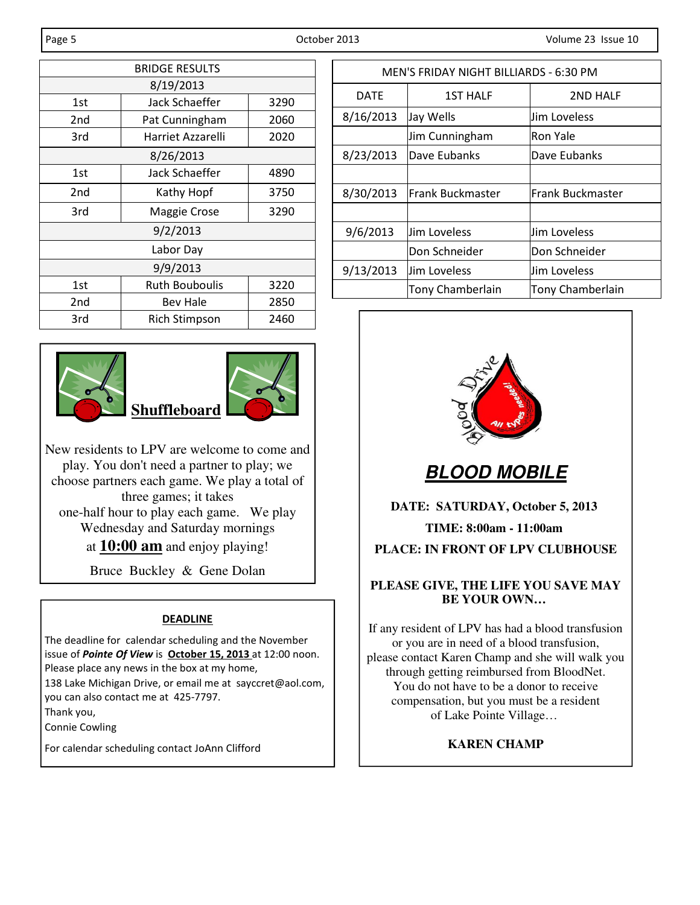| BRIDGE RESULTS | | |
|---|---|---|
| 8/19/2013 | | |
| 1st | Jack Schaeffer | 3290 |
| 2nd | Pat Cunningham | 2060 |
| 3rd | Harriet Azzarelli | 2020 |
| 8/26/2013 | | |
| 1st | Jack Schaeffer | 4890 |
| 2nd | Kathy Hopf | 3750 |
| 3rd | Maggie Crose | 3290 |
| 9/2/2013 | | |
| Labor Day | | |
| 9/9/2013 | | |
| 1st | Ruth Bouboulis | 3220 |
| 2nd | Bev Hale | 2850 |
| 3rd | Rich Stimpson | 2460 |

| MEN'S FRIDAY NIGHT BILLIARDS - 6:30 PM | | |
|---|---|---|
| DATE | 1ST HALF | 2ND HALF |
| 8/16/2013 | Jay Wells | Jim Loveless |
| | Jim Cunningham | Ron Yale |
| 8/23/2013 | Dave Eubanks | Dave Eubanks |
| | | |
| 8/30/2013 | Frank Buckmaster | Frank Buckmaster |
| | | |
| 9/6/2013 | Jim Loveless | Jim Loveless |
| | Don Schneider | Don Schneider |
| 9/13/2013 | Jim Loveless | Jim Loveless |
| | Tony Chamberlain | Tony Chamberlain |

## Shuffleboard

New residents to LPV are welcome to come and play. You don't need a partner to play; we choose partners each game. We play a total of three games; it takes one-half hour to play each game. We play Wednesday and Saturday mornings at **10:00 am** and enjoy playing!

Bruce Buckley & Gene Dolan

## DEADLINE

The deadline for calendar scheduling and the November issue of ***Pointe Of View*** is **October 15, 2013** at 12:00 noon. Please place any news in the box at my home, 138 Lake Michigan Drive, or email me at sayccret@aol.com, you can also contact me at 425-7797.

Thank you,

Connie Cowling

For calendar scheduling contact JoAnn Clifford

## *BLOOD MOBILE*

**DATE: SATURDAY, October 5, 2013**

**TIME: 8:00am - 11:00am**

**PLACE: IN FRONT OF LPV CLUBHOUSE**

**PLEASE GIVE, THE LIFE YOU SAVE MAY BE YOUR OWN…**

If any resident of LPV has had a blood transfusion or you are in need of a blood transfusion, please contact Karen Champ and she will walk you through getting reimbursed from BloodNet. You do not have to be a donor to receive compensation, but you must be a resident of Lake Pointe Village…

**KAREN CHAMP**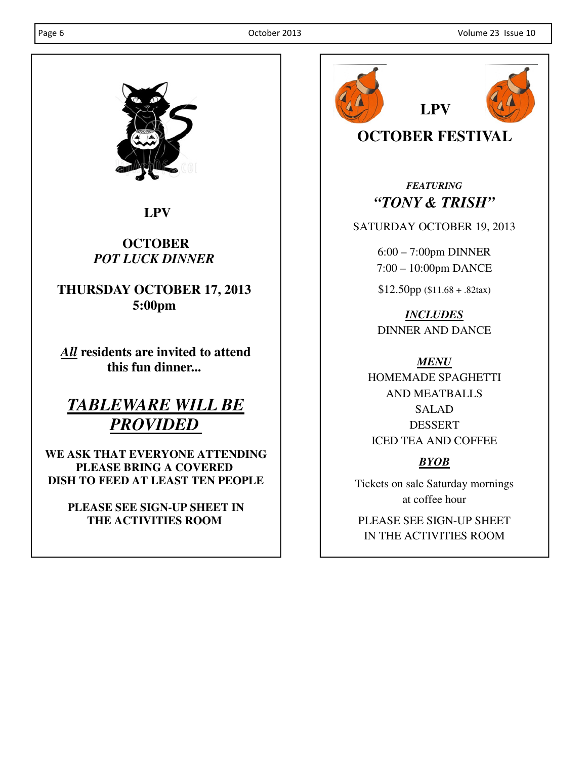**LPV**

**OCTOBER**
***POT LUCK DINNER***

**THURSDAY OCTOBER 17, 2013**
**5:00pm**

***All*** **residents are invited to attend this fun dinner...**

***TABLEWARE WILL BE PROVIDED***

**WE ASK THAT EVERYONE ATTENDING PLEASE BRING A COVERED DISH TO FEED AT LEAST TEN PEOPLE**

**PLEASE SEE SIGN-UP SHEET IN THE ACTIVITIES ROOM**

---

**LPV**

**OCTOBER FESTIVAL**

***FEATURING***
***"TONY & TRISH"***

SATURDAY OCTOBER 19, 2013

6:00 – 7:00pm DINNER
7:00 – 10:00pm DANCE

$12.50pp ($11.68 + .82tax)

***INCLUDES***
DINNER AND DANCE

***MENU***
HOMEMADE SPAGHETTI AND MEATBALLS
SALAD
DESSERT
ICED TEA AND COFFEE

***BYOB***

Tickets on sale Saturday mornings at coffee hour

PLEASE SEE SIGN-UP SHEET IN THE ACTIVITIES ROOM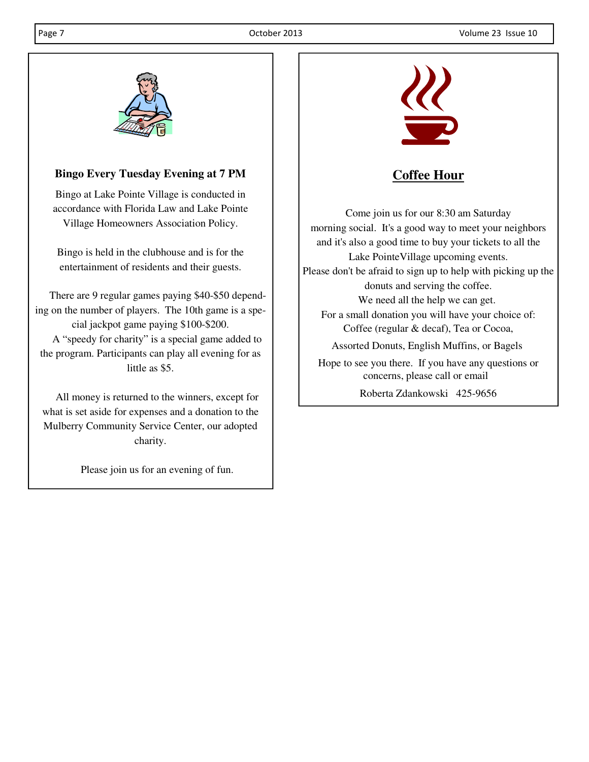## Bingo Every Tuesday Evening at 7 PM

Bingo at Lake Pointe Village is conducted in accordance with Florida Law and Lake Pointe Village Homeowners Association Policy.

Bingo is held in the clubhouse and is for the entertainment of residents and their guests.

There are 9 regular games paying $40-$50 depending on the number of players. The 10th game is a special jackpot game paying $100-$200.

A "speedy for charity" is a special game added to the program. Participants can play all evening for as little as $5.

All money is returned to the winners, except for what is set aside for expenses and a donation to the Mulberry Community Service Center, our adopted charity.

Please join us for an evening of fun.

## Coffee Hour

Come join us for our 8:30 am Saturday morning social. It's a good way to meet your neighbors and it's also a good time to buy your tickets to all the Lake PointeVillage upcoming events.

Please don't be afraid to sign up to help with picking up the donuts and serving the coffee.

We need all the help we can get.

For a small donation you will have your choice of:
Coffee (regular & decaf), Tea or Cocoa,

Assorted Donuts, English Muffins, or Bagels

Hope to see you there. If you have any questions or concerns, please call or email

Roberta Zdankowski 425-9656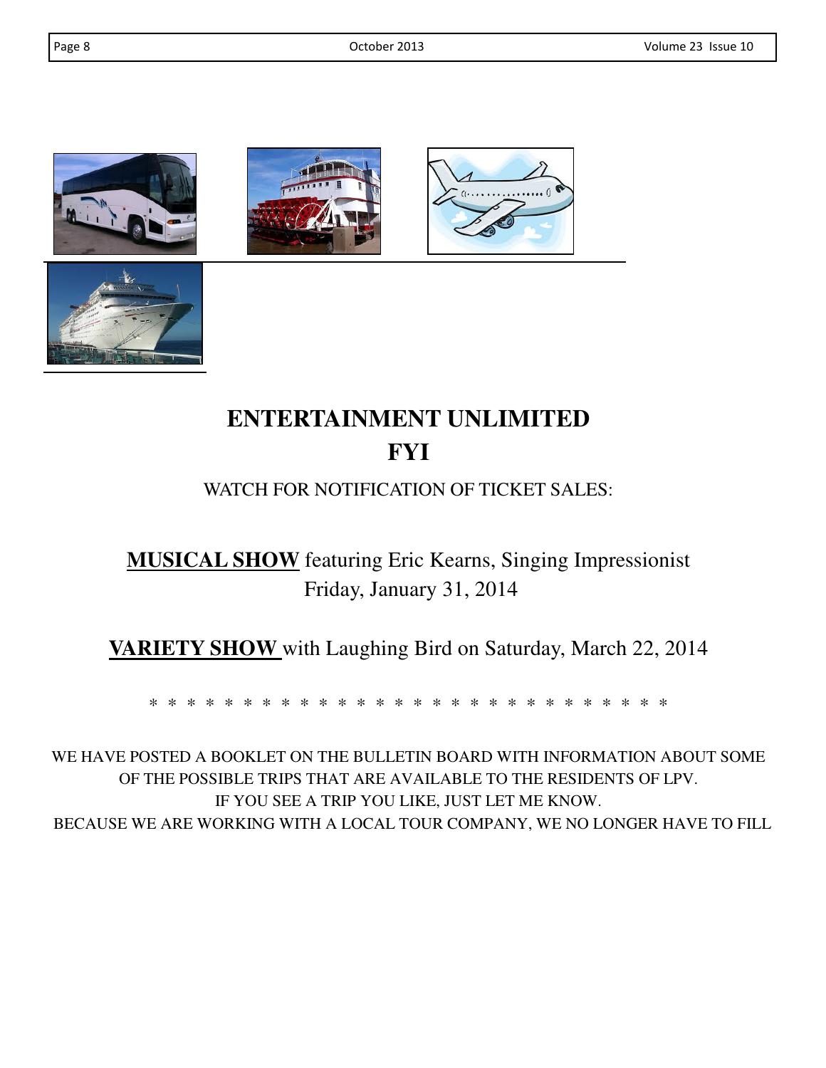# ENTERTAINMENT UNLIMITED

## FYI

WATCH FOR NOTIFICATION OF TICKET SALES:

**MUSICAL SHOW** featuring Eric Kearns, Singing Impressionist
Friday, January 31, 2014

**VARIETY SHOW** with Laughing Bird on Saturday, March 22, 2014

* * * * * * * * * * * * * * * * * * * * * * * * * * * *

WE HAVE POSTED A BOOKLET ON THE BULLETIN BOARD WITH INFORMATION ABOUT SOME OF THE POSSIBLE TRIPS THAT ARE AVAILABLE TO THE RESIDENTS OF LPV.
IF YOU SEE A TRIP YOU LIKE, JUST LET ME KNOW.
BECAUSE WE ARE WORKING WITH A LOCAL TOUR COMPANY, WE NO LONGER HAVE TO FILL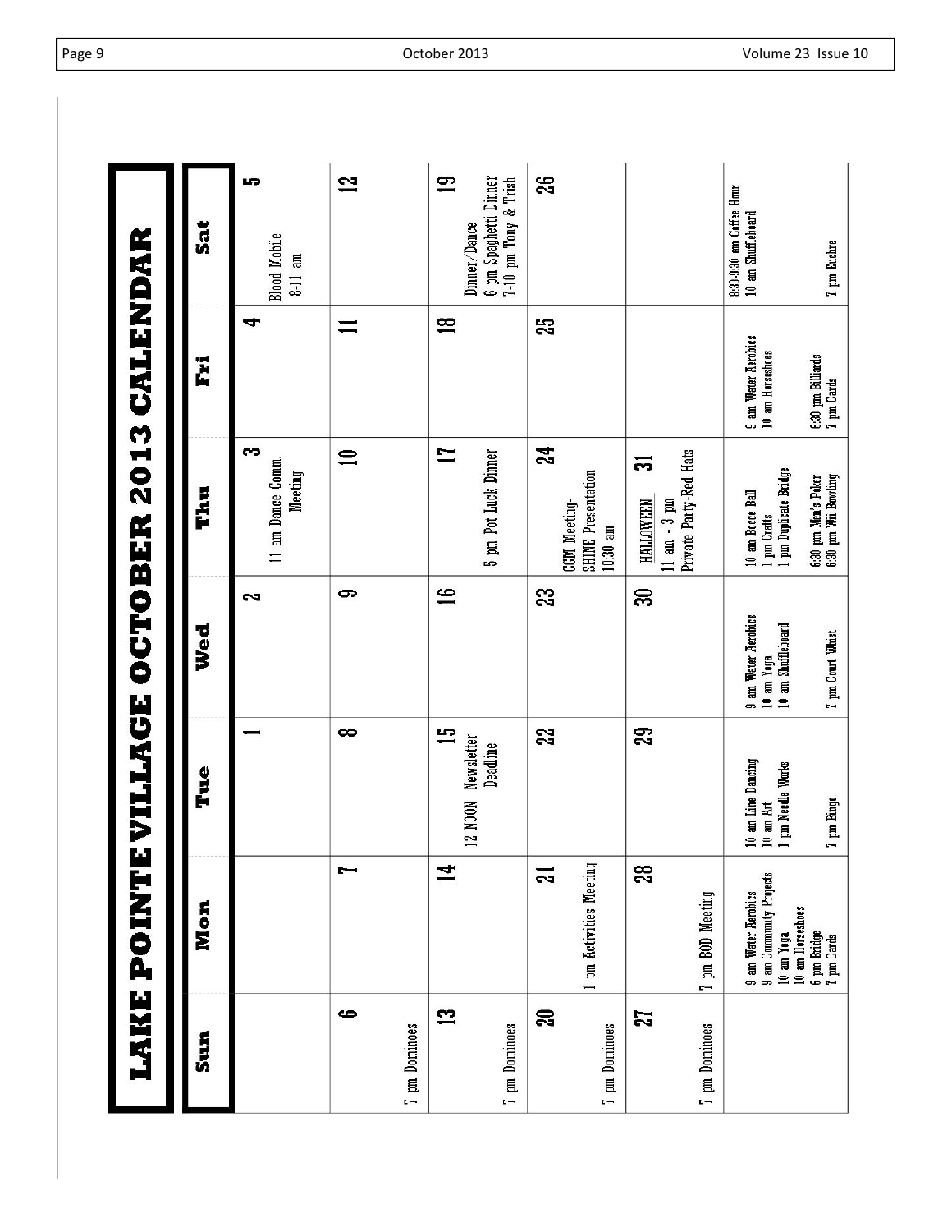# LAKE POINTE VILLAGE OCTOBER 2013 CALENDAR

| Sun | Mon | Tue | Wed | Thu | Fri | Sat |
|---|---|---|---|---|---|---|
| | | 1 | 2 | 3<br>11 am Dance Comm. Meeting | 4 | 5<br>Blood Mobile<br>8-11 am |
| 6<br>7 pm Dominoes | 7 | 8 | 9 | 10 | 11 | 12 |
| 13<br>7 pm Dominoes | 14 | 15<br>12 NOON Newsletter Deadline | 16 | 17<br>5 pm Pot Luck Dinner | 18 | 19<br>Dinner/Dance<br>6 pm Spaghetti Dinner<br>7-10 pm Tony & Trish |
| 20<br>7 pm Dominoes | 21<br>1 pm Activities Meeting | 22 | 23 | 24<br>CGM Meeting-<br>SHINE Presentation<br>10:30 am | 25 | 26 |
| 27<br>7 pm Dominoes | 28<br>7 pm BOD Meeting | 29 | 30 | 31<br>HALLOWEEN<br>11 am - 3 pm<br>Private Party-Red Hats | | |
| | 9 am Water Aerobics<br>9 am Community Projects<br>10 am Yoga<br>10 am Horseshoes<br>6 pm Bridge<br>7 pm Cards | 10 am Line Dancing<br>10 am Art<br>1 pm Needle Works<br>7 pm Bingo | 9 am Water Aerobics<br>10 am Yoga<br>10 am Shuffleboard<br>7 pm Court Whist | 10 am Bocce Ball<br>1 pm Crafts<br>1 pm Duplicate Bridge<br>6:30 pm Men's Poker<br>6:30 pm Wii Bowling | 9 am Water Aerobics<br>10 am Horseshoes<br>6:30 pm Billiards<br>7 pm Cards | 8:30-9:30 am Coffee Hour<br>10 am Shuffleboard<br>7 pm Euchre |